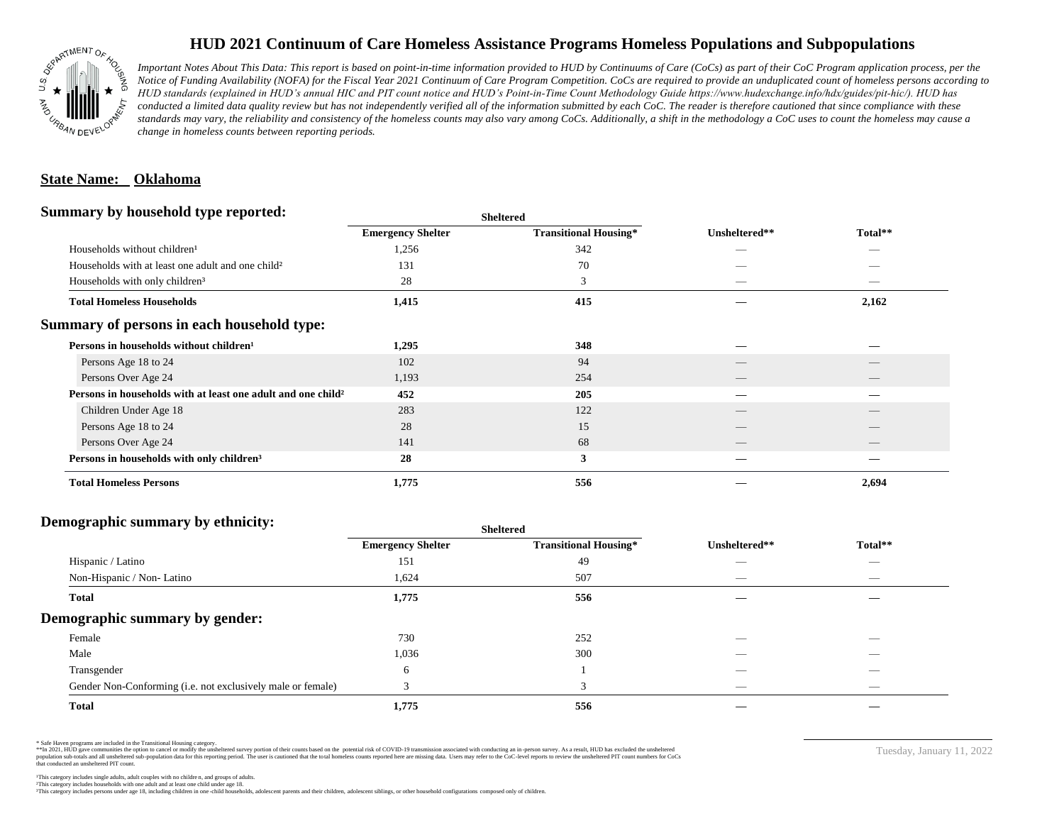# HUD 2021 Continuum of Care Homeless Assistance Programs Homeless Populations and Subpopulations

*Important Notes About This Data: This report is based on point-in-time information provided to HUD by Continuums of Care (CoCs) as part of their CoC Program application process, per the Notice of Funding Availability (NOFA) for the Fiscal Year 2021 Continuum of Care Program Competition. CoCs are required to provide an unduplicated count of homeless persons according to HUD standards (explained in HUD's annual HIC and PIT count notice and HUD's Point-in-Time Count Methodology Guide https://www.hudexchange.info/hdx/guides/pit-hic/). HUD has conducted a limited data quality review but has not independently verified all of the information submitted by each CoC. The reader is therefore cautioned that since compliance with these standards may vary, the reliability and consistency of the homeless counts may also vary among CoCs. Additionally, a shift in the methodology a CoC uses to count the homeless may cause a change in homeless counts between reporting periods.*

**State Name: Oklahoma**

## Summary by household type reported:

| | Sheltered | | | |
|---|---|---|---|---|
| | Emergency Shelter | Transitional Housing* | Unsheltered** | Total** |
| Households without children[1] | 1,256 | 342 | — | — |
| Households with at least one adult and one child[2] | 131 | 70 | — | — |
| Households with only children[3] | 28 | 3 | — | — |
| **Total Homeless Households** | **1,415** | **415** | **—** | **2,162** |

## Summary of persons in each household type:

| | Emergency Shelter | Transitional Housing* | Unsheltered** | Total** |
|---|---|---|---|---|
| **Persons in households without children[1]** | **1,295** | **348** | **—** | **—** |
| Persons Age 18 to 24 | 102 | 94 | — | — |
| Persons Over Age 24 | 1,193 | 254 | — | — |
| **Persons in households with at least one adult and one child[2]** | **452** | **205** | **—** | **—** |
| Children Under Age 18 | 283 | 122 | — | — |
| Persons Age 18 to 24 | 28 | 15 | — | — |
| Persons Over Age 24 | 141 | 68 | — | — |
| **Persons in households with only children[3]** | **28** | **3** | **—** | **—** |
| **Total Homeless Persons** | **1,775** | **556** | **—** | **2,694** |

## Demographic summary by ethnicity:

| | Sheltered | | | |
|---|---|---|---|---|
| | Emergency Shelter | Transitional Housing* | Unsheltered** | Total** |
| Hispanic / Latino | 151 | 49 | — | — |
| Non-Hispanic / Non- Latino | 1,624 | 507 | — | — |
| **Total** | **1,775** | **556** | **—** | **—** |

## Demographic summary by gender:

| | Emergency Shelter | Transitional Housing* | Unsheltered** | Total** |
|---|---|---|---|---|
| Female | 730 | 252 | — | — |
| Male | 1,036 | 300 | — | — |
| Transgender | 6 | 1 | — | — |
| Gender Non-Conforming (i.e. not exclusively male or female) | 3 | 3 | — | — |
| **Total** | **1,775** | **556** | **—** | **—** |

\* Safe Haven programs are included in the Transitional Housing category.
\*\*In 2021, HUD gave communities the option to cancel or modify the unsheltered survey portion of their counts based on the potential risk of COVID-19 transmission associated with conducting an in-person survey. As a result, HUD has excluded the unsheltered population sub-totals and all unsheltered sub-population data for this reporting period. The user is cautioned that the total homeless counts reported here are missing data. Users may refer to the CoC-level reports to review the unsheltered PIT count numbers for CoCs that conducted an unsheltered PIT count.

[1]This category includes single adults, adult couples with no children, and groups of adults.
[2]This category includes households with one adult and at least one child under age 18.
[3]This category includes persons under age 18, including children in one-child households, adolescent parents and their children, adolescent siblings, or other household configurations composed only of children.

Tuesday, January 11, 2022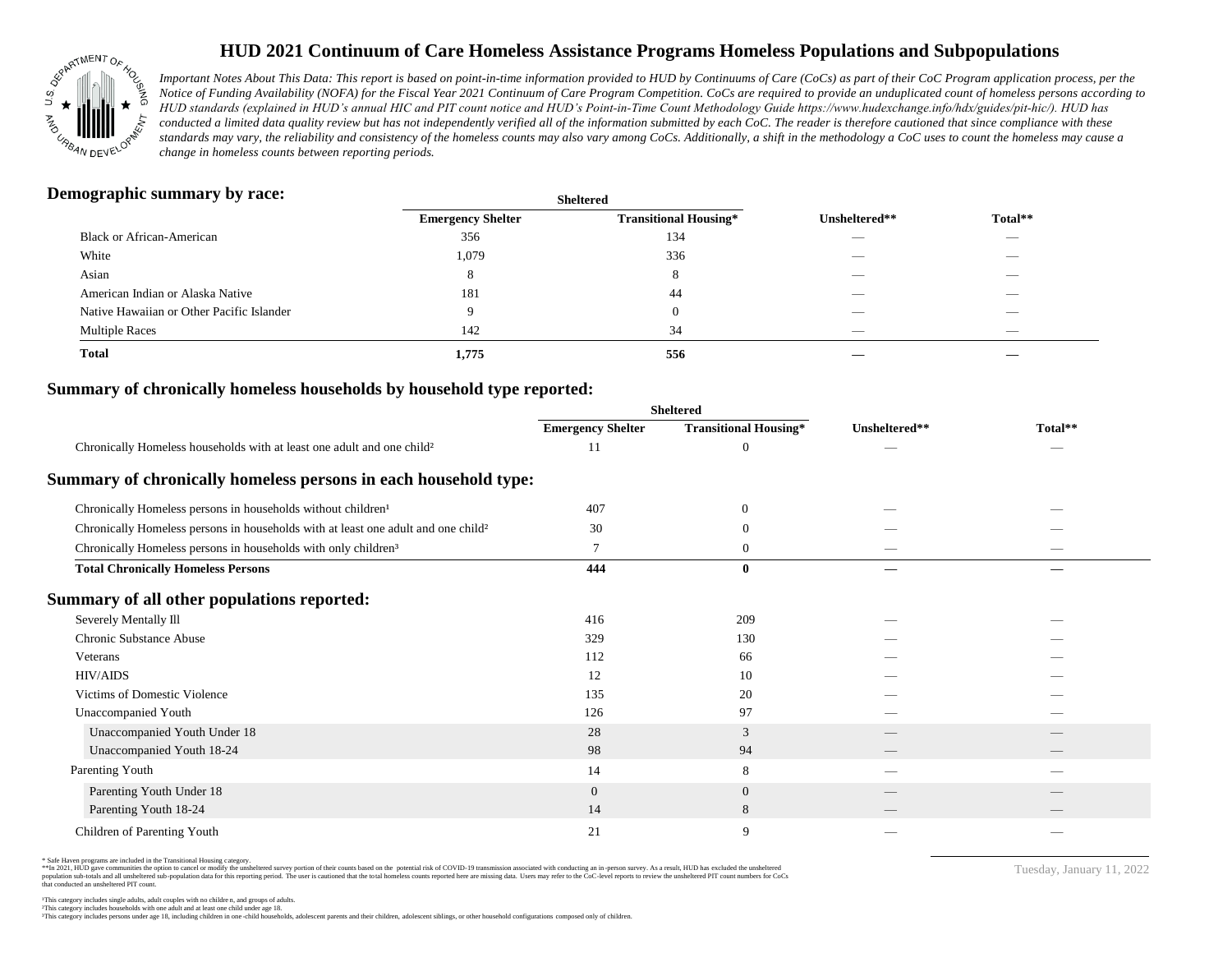# HUD 2021 Continuum of Care Homeless Assistance Programs Homeless Populations and Subpopulations

*Important Notes About This Data: This report is based on point-in-time information provided to HUD by Continuums of Care (CoCs) as part of their CoC Program application process, per the Notice of Funding Availability (NOFA) for the Fiscal Year 2021 Continuum of Care Program Competition. CoCs are required to provide an unduplicated count of homeless persons according to HUD standards (explained in HUD's annual HIC and PIT count notice and HUD's Point-in-Time Count Methodology Guide https://www.hudexchange.info/hdx/guides/pit-hic/). HUD has conducted a limited data quality review but has not independently verified all of the information submitted by each CoC. The reader is therefore cautioned that since compliance with these standards may vary, the reliability and consistency of the homeless counts may also vary among CoCs. Additionally, a shift in the methodology a CoC uses to count the homeless may cause a change in homeless counts between reporting periods.*

## Demographic summary by race:

| | Sheltered | | | |
|---|---|---|---|---|
| | Emergency Shelter | Transitional Housing* | Unsheltered** | Total** |
| Black or African-American | 356 | 134 | — | — |
| White | 1,079 | 336 | — | — |
| Asian | 8 | 8 | — | — |
| American Indian or Alaska Native | 181 | 44 | — | — |
| Native Hawaiian or Other Pacific Islander | 9 | 0 | — | — |
| Multiple Races | 142 | 34 | — | — |
| **Total** | **1,775** | **556** | **—** | **—** |

## Summary of chronically homeless households by household type reported:

| | Sheltered | | | |
|---|---|---|---|---|
| | Emergency Shelter | Transitional Housing* | Unsheltered** | Total** |
| Chronically Homeless households with at least one adult and one child² | 11 | 0 | — | — |

## Summary of chronically homeless persons in each household type:

| | Emergency Shelter | Transitional Housing* | Unsheltered** | Total** |
|---|---|---|---|---|
| Chronically Homeless persons in households without children¹ | 407 | 0 | — | — |
| Chronically Homeless persons in households with at least one adult and one child² | 30 | 0 | — | — |
| Chronically Homeless persons in households with only children³ | 7 | 0 | — | — |
| **Total Chronically Homeless Persons** | **444** | **0** | **—** | **—** |

## Summary of all other populations reported:

| | Emergency Shelter | Transitional Housing* | Unsheltered** | Total** |
|---|---|---|---|---|
| Severely Mentally Ill | 416 | 209 | — | — |
| Chronic Substance Abuse | 329 | 130 | — | — |
| Veterans | 112 | 66 | — | — |
| HIV/AIDS | 12 | 10 | — | — |
| Victims of Domestic Violence | 135 | 20 | — | — |
| Unaccompanied Youth | 126 | 97 | — | — |
| Unaccompanied Youth Under 18 | 28 | 3 | — | — |
| Unaccompanied Youth 18-24 | 98 | 94 | — | — |
| Parenting Youth | 14 | 8 | — | — |
| Parenting Youth Under 18 | 0 | 0 | — | — |
| Parenting Youth 18-24 | 14 | 8 | — | — |
| Children of Parenting Youth | 21 | 9 | — | — |

\* Safe Haven programs are included in the Transitional Housing category.
\*\*In 2021, HUD gave communities the option to cancel or modify the unsheltered survey portion of their counts based on the potential risk of COVID-19 transmission associated with conducting an in-person survey. As a result, HUD has excluded the unsheltered population sub-totals and all unsheltered sub-population data for this reporting period. The user is cautioned that the total homeless counts reported here are missing data. Users may refer to the CoC-level reports to review the unsheltered PIT count numbers for CoCs that conducted an unsheltered PIT count.

¹This category includes single adults, adult couples with no children, and groups of adults.
²This category includes households with one adult and at least one child under age 18.
³This category includes persons under age 18, including children in one-child households, adolescent parents and their children, adolescent siblings, or other household configurations composed only of children.

Tuesday, January 11, 2022